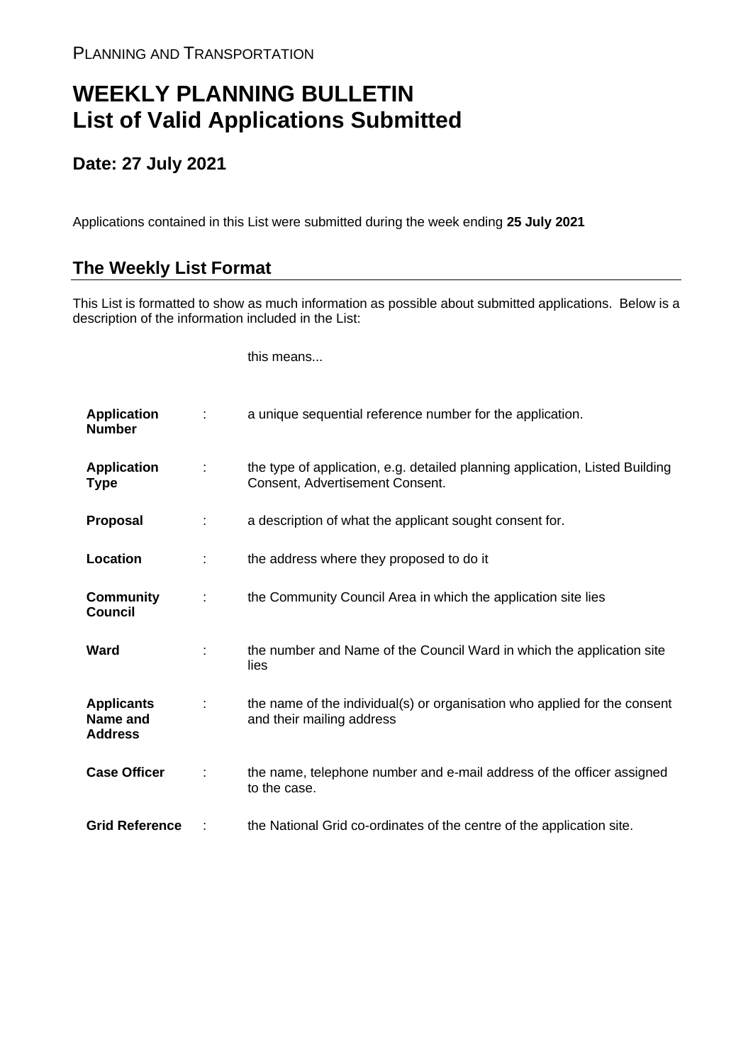PLANNING AND TRANSPORTATION

# WEEKLY PLANNING BULLETIN
# List of Valid Applications Submitted

## Date: 27 July 2021

Applications contained in this List were submitted during the week ending **25 July 2021**

## The Weekly List Format

This List is formatted to show as much information as possible about submitted applications. Below is a description of the information included in the List:

| | | this means... |
|---|---|---|
| **Application Number** | : | a unique sequential reference number for the application. |
| **Application Type** | : | the type of application, e.g. detailed planning application, Listed Building Consent, Advertisement Consent. |
| **Proposal** | : | a description of what the applicant sought consent for. |
| **Location** | : | the address where they proposed to do it |
| **Community Council** | : | the Community Council Area in which the application site lies |
| **Ward** | : | the number and Name of the Council Ward in which the application site lies |
| **Applicants Name and Address** | : | the name of the individual(s) or organisation who applied for the consent and their mailing address |
| **Case Officer** | : | the name, telephone number and e-mail address of the officer assigned to the case. |
| **Grid Reference** | : | the National Grid co-ordinates of the centre of the application site. |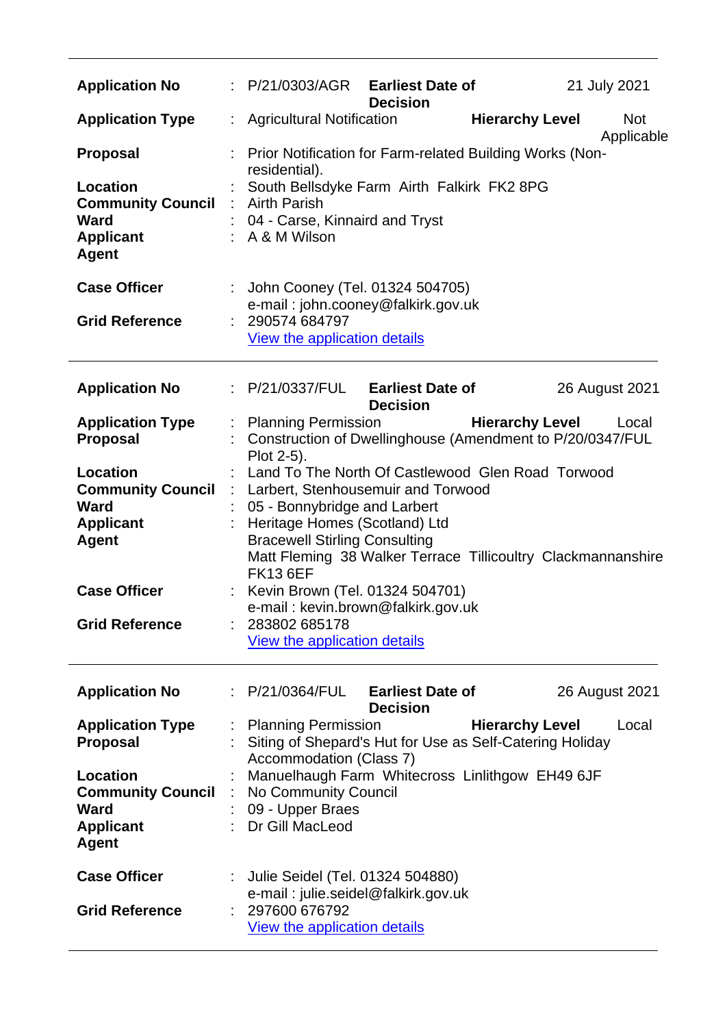---

| | | | | |
|---|---|---|---|---|
| **Application No** | : P/21/0303/AGR | **Earliest Date of Decision** | | 21 July 2021 |
| **Application Type** | : Agricultural Notification | | **Hierarchy Level** | Not Applicable |
| **Proposal** | : Prior Notification for Farm-related Building Works (Non-residential). | | | |
| **Location** | : South Bellsdyke Farm Airth Falkirk FK2 8PG | | | |
| **Community Council** | : Airth Parish | | | |
| **Ward** | : 04 - Carse, Kinnaird and Tryst | | | |
| **Applicant** | : A & M Wilson | | | |
| **Agent** | | | | |
| **Case Officer** | : John Cooney (Tel. 01324 504705) e-mail : john.cooney@falkirk.gov.uk | | | |
| **Grid Reference** | : 290574 684797 View the application details | | | |

---

| | | | | |
|---|---|---|---|---|
| **Application No** | : P/21/0337/FUL | **Earliest Date of Decision** | | 26 August 2021 |
| **Application Type** | : Planning Permission | | **Hierarchy Level** | Local |
| **Proposal** | : Construction of Dwellinghouse (Amendment to P/20/0347/FUL Plot 2-5). | | | |
| **Location** | : Land To The North Of Castlewood Glen Road Torwood | | | |
| **Community Council** | : Larbert, Stenhousemuir and Torwood | | | |
| **Ward** | : 05 - Bonnybridge and Larbert | | | |
| **Applicant** | : Heritage Homes (Scotland) Ltd | | | |
| **Agent** | Bracewell Stirling Consulting Matt Fleming 38 Walker Terrace Tillicoultry Clackmannanshire FK13 6EF | | | |
| **Case Officer** | : Kevin Brown (Tel. 01324 504701) e-mail : kevin.brown@falkirk.gov.uk | | | |
| **Grid Reference** | : 283802 685178 View the application details | | | |

---

| | | | | |
|---|---|---|---|---|
| **Application No** | : P/21/0364/FUL | **Earliest Date of Decision** | | 26 August 2021 |
| **Application Type** | : Planning Permission | | **Hierarchy Level** | Local |
| **Proposal** | : Siting of Shepard's Hut for Use as Self-Catering Holiday Accommodation (Class 7) | | | |
| **Location** | : Manuelhaugh Farm Whitecross Linlithgow EH49 6JF | | | |
| **Community Council** | : No Community Council | | | |
| **Ward** | : 09 - Upper Braes | | | |
| **Applicant** | : Dr Gill MacLeod | | | |
| **Agent** | | | | |
| **Case Officer** | : Julie Seidel (Tel. 01324 504880) e-mail : julie.seidel@falkirk.gov.uk | | | |
| **Grid Reference** | : 297600 676792 View the application details | | | |

---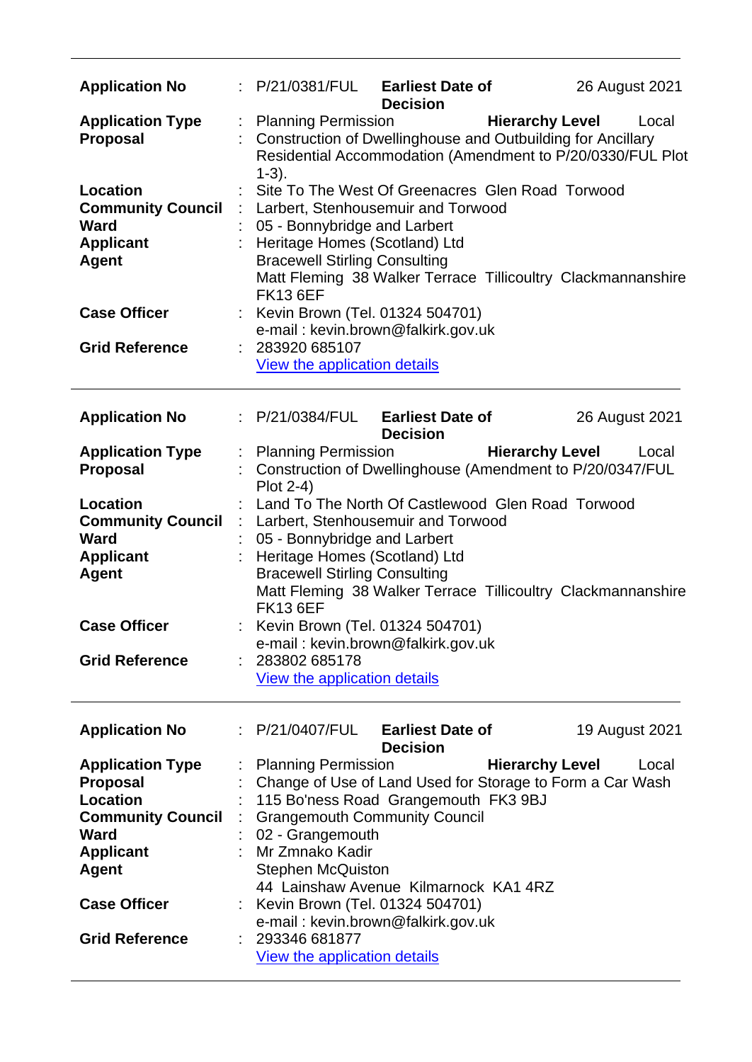| | | |
|---|---|---|
| **Application No** | : | P/21/0381/FUL **Earliest Date of Decision** 26 August 2021 |
| **Application Type** | : | Planning Permission **Hierarchy Level** Local |
| **Proposal** | : | Construction of Dwellinghouse and Outbuilding for Ancillary Residential Accommodation (Amendment to P/20/0330/FUL Plot 1-3). |
| **Location** | : | Site To The West Of Greenacres Glen Road Torwood |
| **Community Council** | : | Larbert, Stenhousemuir and Torwood |
| **Ward** | : | 05 - Bonnybridge and Larbert |
| **Applicant** | : | Heritage Homes (Scotland) Ltd |
| **Agent** | | Bracewell Stirling Consulting<br>Matt Fleming 38 Walker Terrace Tillicoultry Clackmannanshire FK13 6EF |
| **Case Officer** | : | Kevin Brown (Tel. 01324 504701)<br>e-mail : kevin.brown@falkirk.gov.uk |
| **Grid Reference** | : | 283920 685107<br>View the application details |

---

| | | |
|---|---|---|
| **Application No** | : | P/21/0384/FUL **Earliest Date of Decision** 26 August 2021 |
| **Application Type** | : | Planning Permission **Hierarchy Level** Local |
| **Proposal** | : | Construction of Dwellinghouse (Amendment to P/20/0347/FUL Plot 2-4) |
| **Location** | : | Land To The North Of Castlewood Glen Road Torwood |
| **Community Council** | : | Larbert, Stenhousemuir and Torwood |
| **Ward** | : | 05 - Bonnybridge and Larbert |
| **Applicant** | : | Heritage Homes (Scotland) Ltd |
| **Agent** | | Bracewell Stirling Consulting<br>Matt Fleming 38 Walker Terrace Tillicoultry Clackmannanshire FK13 6EF |
| **Case Officer** | : | Kevin Brown (Tel. 01324 504701)<br>e-mail : kevin.brown@falkirk.gov.uk |
| **Grid Reference** | : | 283802 685178<br>View the application details |

---

| | | |
|---|---|---|
| **Application No** | : | P/21/0407/FUL **Earliest Date of Decision** 19 August 2021 |
| **Application Type** | : | Planning Permission **Hierarchy Level** Local |
| **Proposal** | : | Change of Use of Land Used for Storage to Form a Car Wash |
| **Location** | : | 115 Bo'ness Road Grangemouth FK3 9BJ |
| **Community Council** | : | Grangemouth Community Council |
| **Ward** | : | 02 - Grangemouth |
| **Applicant** | : | Mr Zmnako Kadir |
| **Agent** | | Stephen McQuiston<br>44 Lainshaw Avenue Kilmarnock KA1 4RZ |
| **Case Officer** | : | Kevin Brown (Tel. 01324 504701)<br>e-mail : kevin.brown@falkirk.gov.uk |
| **Grid Reference** | : | 293346 681877<br>View the application details |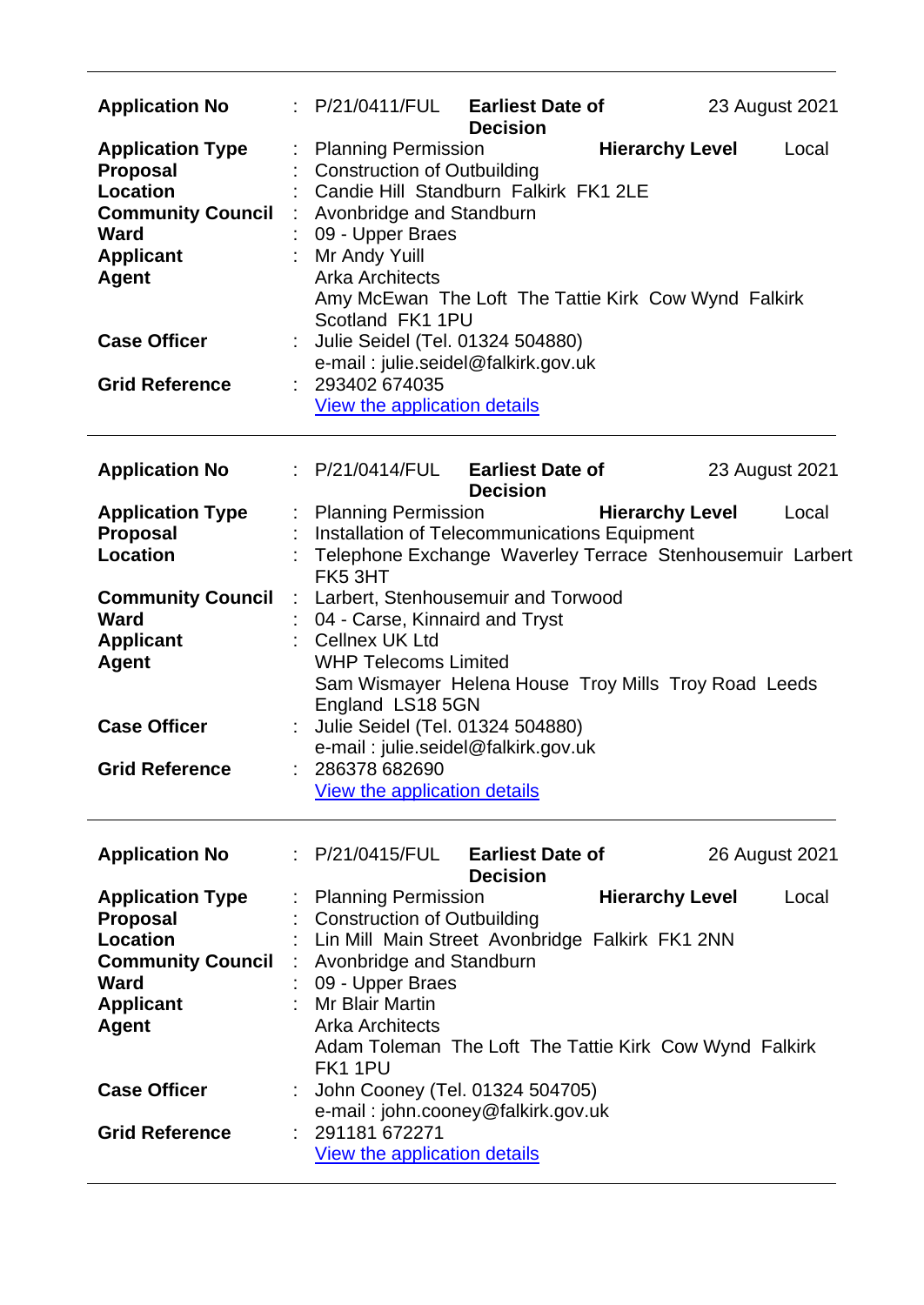| | | | | |
|---|---|---|---|---|
| **Application No** | : P/21/0411/FUL | **Earliest Date of Decision** | | 23 August 2021 |
| **Application Type** | : Planning Permission | | **Hierarchy Level** | Local |
| **Proposal** | : Construction of Outbuilding | | | |
| **Location** | : Candie Hill Standburn Falkirk FK1 2LE | | | |
| **Community Council** | : Avonbridge and Standburn | | | |
| **Ward** | : 09 - Upper Braes | | | |
| **Applicant** | : Mr Andy Yuill | | | |
| **Agent** | Arka Architects<br>Amy McEwan The Loft The Tattie Kirk Cow Wynd Falkirk Scotland FK1 1PU | | | |
| **Case Officer** | : Julie Seidel (Tel. 01324 504880)<br>e-mail : julie.seidel@falkirk.gov.uk | | | |
| **Grid Reference** | : 293402 674035<br>View the application details | | | |

| | | | | |
|---|---|---|---|---|
| **Application No** | : P/21/0414/FUL | **Earliest Date of Decision** | | 23 August 2021 |
| **Application Type** | : Planning Permission | | **Hierarchy Level** | Local |
| **Proposal** | : Installation of Telecommunications Equipment | | | |
| **Location** | : Telephone Exchange Waverley Terrace Stenhousemuir Larbert FK5 3HT | | | |
| **Community Council** | : Larbert, Stenhousemuir and Torwood | | | |
| **Ward** | : 04 - Carse, Kinnaird and Tryst | | | |
| **Applicant** | : Cellnex UK Ltd | | | |
| **Agent** | WHP Telecoms Limited<br>Sam Wismayer Helena House Troy Mills Troy Road Leeds England LS18 5GN | | | |
| **Case Officer** | : Julie Seidel (Tel. 01324 504880)<br>e-mail : julie.seidel@falkirk.gov.uk | | | |
| **Grid Reference** | : 286378 682690<br>View the application details | | | |

| | | | | |
|---|---|---|---|---|
| **Application No** | : P/21/0415/FUL | **Earliest Date of Decision** | | 26 August 2021 |
| **Application Type** | : Planning Permission | | **Hierarchy Level** | Local |
| **Proposal** | : Construction of Outbuilding | | | |
| **Location** | : Lin Mill Main Street Avonbridge Falkirk FK1 2NN | | | |
| **Community Council** | : Avonbridge and Standburn | | | |
| **Ward** | : 09 - Upper Braes | | | |
| **Applicant** | : Mr Blair Martin | | | |
| **Agent** | Arka Architects<br>Adam Toleman The Loft The Tattie Kirk Cow Wynd Falkirk FK1 1PU | | | |
| **Case Officer** | : John Cooney (Tel. 01324 504705)<br>e-mail : john.cooney@falkirk.gov.uk | | | |
| **Grid Reference** | : 291181 672271<br>View the application details | | | |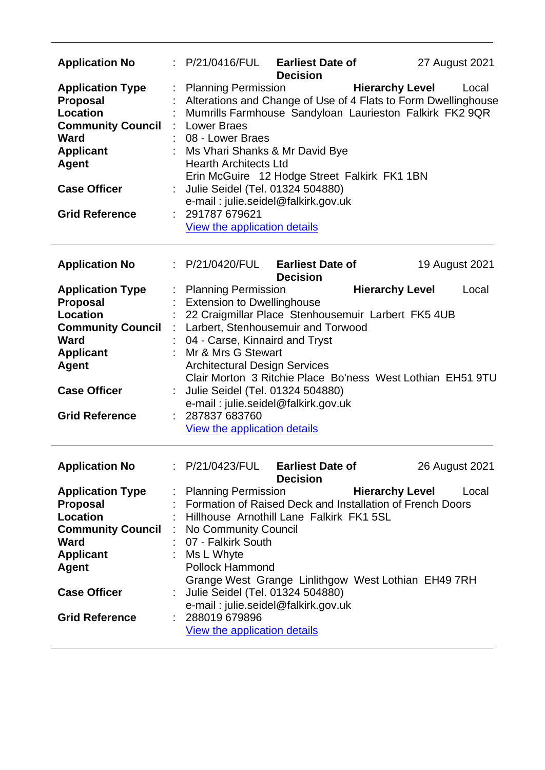---

| | | | | |
|---|---|---|---|---|
| **Application No** | : P/21/0416/FUL | **Earliest Date of Decision** | | 27 August 2021 |
| **Application Type** | : Planning Permission | | **Hierarchy Level** | Local |
| **Proposal** | : Alterations and Change of Use of 4 Flats to Form Dwellinghouse | | | |
| **Location** | : Mumrills Farmhouse  Sandyloan  Laurieston  Falkirk  FK2 9QR | | | |
| **Community Council** | : Lower Braes | | | |
| **Ward** | : 08 - Lower Braes | | | |
| **Applicant** | : Ms Vhari Shanks & Mr David Bye | | | |
| **Agent** | Hearth Architects Ltd<br>Erin McGuire  12 Hodge Street  Falkirk  FK1 1BN | | | |
| **Case Officer** | : Julie Seidel (Tel. 01324 504880)<br>e-mail : julie.seidel@falkirk.gov.uk | | | |
| **Grid Reference** | : 291787 679621<br>View the application details | | | |

---

| | | | | |
|---|---|---|---|---|
| **Application No** | : P/21/0420/FUL | **Earliest Date of Decision** | | 19 August 2021 |
| **Application Type** | : Planning Permission | | **Hierarchy Level** | Local |
| **Proposal** | : Extension to Dwellinghouse | | | |
| **Location** | : 22 Craigmillar Place  Stenhousemuir  Larbert  FK5 4UB | | | |
| **Community Council** | : Larbert, Stenhousemuir and Torwood | | | |
| **Ward** | : 04 - Carse, Kinnaird and Tryst | | | |
| **Applicant** | : Mr & Mrs G Stewart | | | |
| **Agent** | Architectural Design Services<br>Clair Morton  3 Ritchie Place  Bo'ness  West Lothian  EH51 9TU | | | |
| **Case Officer** | : Julie Seidel (Tel. 01324 504880)<br>e-mail : julie.seidel@falkirk.gov.uk | | | |
| **Grid Reference** | : 287837 683760<br>View the application details | | | |

---

| | | | | |
|---|---|---|---|---|
| **Application No** | : P/21/0423/FUL | **Earliest Date of Decision** | | 26 August 2021 |
| **Application Type** | : Planning Permission | | **Hierarchy Level** | Local |
| **Proposal** | : Formation of Raised Deck and Installation of French Doors | | | |
| **Location** | : Hillhouse  Arnothill Lane  Falkirk  FK1 5SL | | | |
| **Community Council** | : No Community Council | | | |
| **Ward** | : 07 - Falkirk South | | | |
| **Applicant** | : Ms L Whyte | | | |
| **Agent** | Pollock Hammond<br>Grange West  Grange  Linlithgow  West Lothian  EH49 7RH | | | |
| **Case Officer** | : Julie Seidel (Tel. 01324 504880)<br>e-mail : julie.seidel@falkirk.gov.uk | | | |
| **Grid Reference** | : 288019 679896<br>View the application details | | | |

---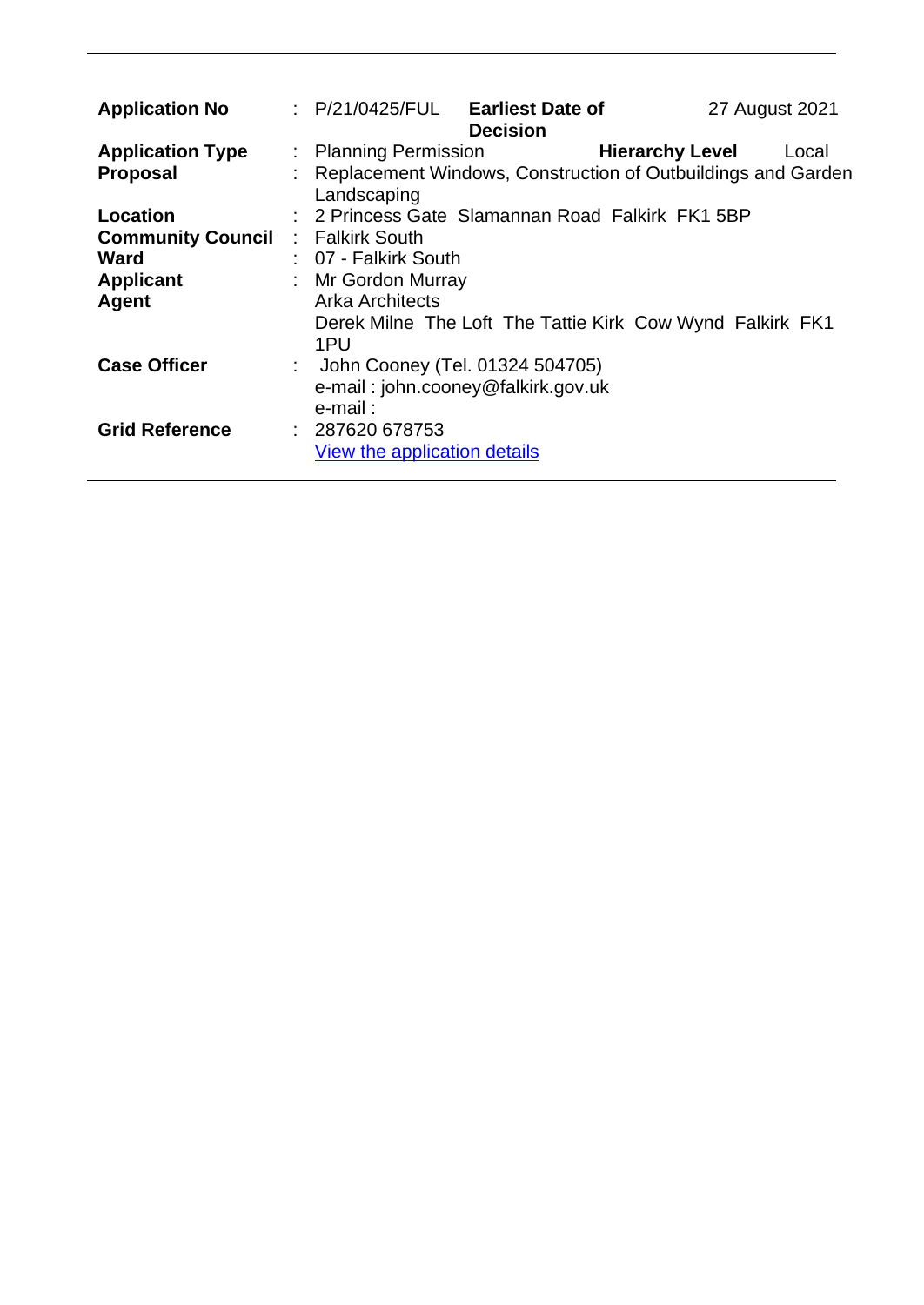| | | |
|---|---|---|
| **Application No** | : | P/21/0425/FUL **Earliest Date of Decision** 27 August 2021 |
| **Application Type** | : | Planning Permission **Hierarchy Level** Local |
| **Proposal** | : | Replacement Windows, Construction of Outbuildings and Garden Landscaping |
| **Location** | : | 2 Princess Gate Slamannan Road Falkirk FK1 5BP |
| **Community Council** | : | Falkirk South |
| **Ward** | : | 07 - Falkirk South |
| **Applicant** | : | Mr Gordon Murray |
| **Agent** | | Arka Architects<br>Derek Milne The Loft The Tattie Kirk Cow Wynd Falkirk FK1 1PU |
| **Case Officer** | : | John Cooney (Tel. 01324 504705)<br>e-mail : john.cooney@falkirk.gov.uk<br>e-mail : |
| **Grid Reference** | : | 287620 678753<br>View the application details |